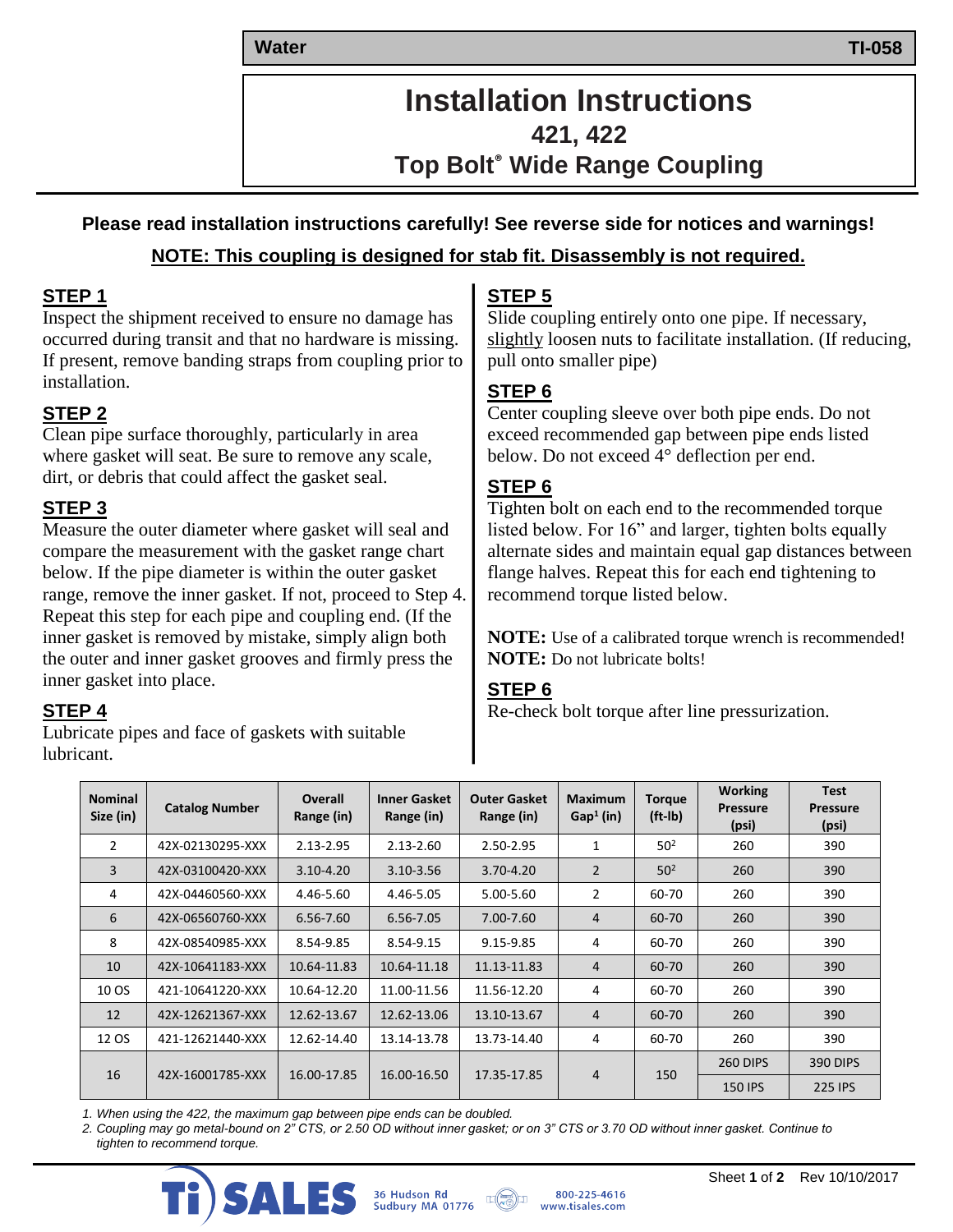Water TI-058

# Installation Instructions

## 421, 422

## Top Bolt® Wide Range Coupling

**Please read installation instructions carefully! See reverse side for notices and warnings!**

**NOTE: This coupling is designed for stab fit. Disassembly is not required.**

### STEP 1

Inspect the shipment received to ensure no damage has occurred during transit and that no hardware is missing. If present, remove banding straps from coupling prior to installation.

### STEP 2

Clean pipe surface thoroughly, particularly in area where gasket will seat. Be sure to remove any scale, dirt, or debris that could affect the gasket seal.

### STEP 3

Measure the outer diameter where gasket will seal and compare the measurement with the gasket range chart below. If the pipe diameter is within the outer gasket range, remove the inner gasket. If not, proceed to Step 4. Repeat this step for each pipe and coupling end. (If the inner gasket is removed by mistake, simply align both the outer and inner gasket grooves and firmly press the inner gasket into place.

### STEP 4

Lubricate pipes and face of gaskets with suitable lubricant.

### STEP 5

Slide coupling entirely onto one pipe. If necessary, slightly loosen nuts to facilitate installation. (If reducing, pull onto smaller pipe)

### STEP 6

Center coupling sleeve over both pipe ends. Do not exceed recommended gap between pipe ends listed below. Do not exceed 4° deflection per end.

### STEP 6

Tighten bolt on each end to the recommended torque listed below. For 16" and larger, tighten bolts equally alternate sides and maintain equal gap distances between flange halves. Repeat this for each end tightening to recommend torque listed below.

**NOTE:** Use of a calibrated torque wrench is recommended!
**NOTE:** Do not lubricate bolts!

### STEP 6

Re-check bolt torque after line pressurization.

| Nominal Size (in) | Catalog Number | Overall Range (in) | Inner Gasket Range (in) | Outer Gasket Range (in) | Maximum Gap[1] (in) | Torque (ft-lb) | Working Pressure (psi) | Test Pressure (psi) |
|---|---|---|---|---|---|---|---|---|
| 2 | 42X-02130295-XXX | 2.13-2.95 | 2.13-2.60 | 2.50-2.95 | 1 | 50[2] | 260 | 390 |
| 3 | 42X-03100420-XXX | 3.10-4.20 | 3.10-3.56 | 3.70-4.20 | 2 | 50[2] | 260 | 390 |
| 4 | 42X-04460560-XXX | 4.46-5.60 | 4.46-5.05 | 5.00-5.60 | 2 | 60-70 | 260 | 390 |
| 6 | 42X-06560760-XXX | 6.56-7.60 | 6.56-7.05 | 7.00-7.60 | 4 | 60-70 | 260 | 390 |
| 8 | 42X-08540985-XXX | 8.54-9.85 | 8.54-9.15 | 9.15-9.85 | 4 | 60-70 | 260 | 390 |
| 10 | 42X-10641183-XXX | 10.64-11.83 | 10.64-11.18 | 11.13-11.83 | 4 | 60-70 | 260 | 390 |
| 10 OS | 421-10641220-XXX | 10.64-12.20 | 11.00-11.56 | 11.56-12.20 | 4 | 60-70 | 260 | 390 |
| 12 | 42X-12621367-XXX | 12.62-13.67 | 12.62-13.06 | 13.10-13.67 | 4 | 60-70 | 260 | 390 |
| 12 OS | 421-12621440-XXX | 12.62-14.40 | 13.14-13.78 | 13.73-14.40 | 4 | 60-70 | 260 | 390 |
| 16 | 42X-16001785-XXX | 16.00-17.85 | 16.00-16.50 | 17.35-17.85 | 4 | 150 | 260 DIPS | 390 DIPS |
| | | | | | | | 150 IPS | 225 IPS |

*1. When using the 422, the maximum gap between pipe ends can be doubled.*

*2. Coupling may go metal-bound on 2" CTS, or 2.50 OD without inner gasket; or on 3" CTS or 3.70 OD without inner gasket. Continue to tighten to recommend torque.*

Rev 10/10/2017

Ti SALES 36 Hudson Rd Sudbury MA 01776 800-225-4616 www.tisales.com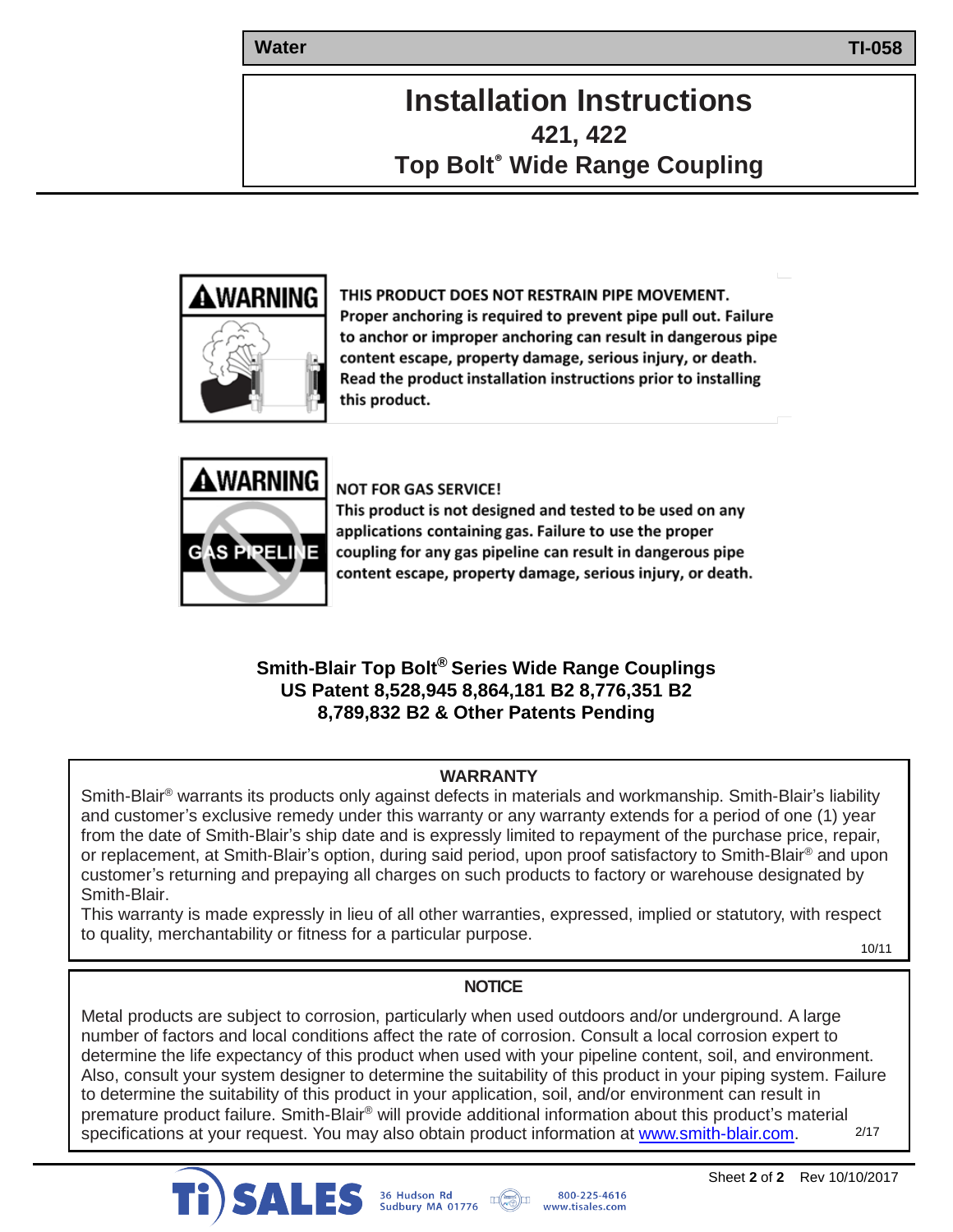Water TI-058

# Installation Instructions

## 421, 422

## Top Bolt® Wide Range Coupling

**⚠WARNING**

**THIS PRODUCT DOES NOT RESTRAIN PIPE MOVEMENT.**
**Proper anchoring is required to prevent pipe pull out. Failure to anchor or improper anchoring can result in dangerous pipe content escape, property damage, serious injury, or death. Read the product installation instructions prior to installing this product.**

**⚠WARNING**

GAS PIPELINE

**NOT FOR GAS SERVICE!**
**This product is not designed and tested to be used on any applications containing gas. Failure to use the proper coupling for any gas pipeline can result in dangerous pipe content escape, property damage, serious injury, or death.**

**Smith-Blair Top Bolt® Series Wide Range Couplings**
**US Patent 8,528,945 8,864,181 B2 8,776,351 B2**
**8,789,832 B2 & Other Patents Pending**

**WARRANTY**

Smith-Blair® warrants its products only against defects in materials and workmanship. Smith-Blair's liability and customer's exclusive remedy under this warranty or any warranty extends for a period of one (1) year from the date of Smith-Blair's ship date and is expressly limited to repayment of the purchase price, repair, or replacement, at Smith-Blair's option, during said period, upon proof satisfactory to Smith-Blair® and upon customer's returning and prepaying all charges on such products to factory or warehouse designated by Smith-Blair.
This warranty is made expressly in lieu of all other warranties, expressed, implied or statutory, with respect to quality, merchantability or fitness for a particular purpose.

10/11

**NOTICE**

Metal products are subject to corrosion, particularly when used outdoors and/or underground. A large number of factors and local conditions affect the rate of corrosion. Consult a local corrosion expert to determine the life expectancy of this product when used with your pipeline content, soil, and environment. Also, consult your system designer to determine the suitability of this product in your piping system. Failure to determine the suitability of this product in your application, soil, and/or environment can result in premature product failure. Smith-Blair® will provide additional information about this product's material specifications at your request. You may also obtain product information at www.smith-blair.com.

2/17

Rev 10/10/2017

Ti SALES 36 Hudson Rd Sudbury MA 01776 800-225-4616 www.tisales.com